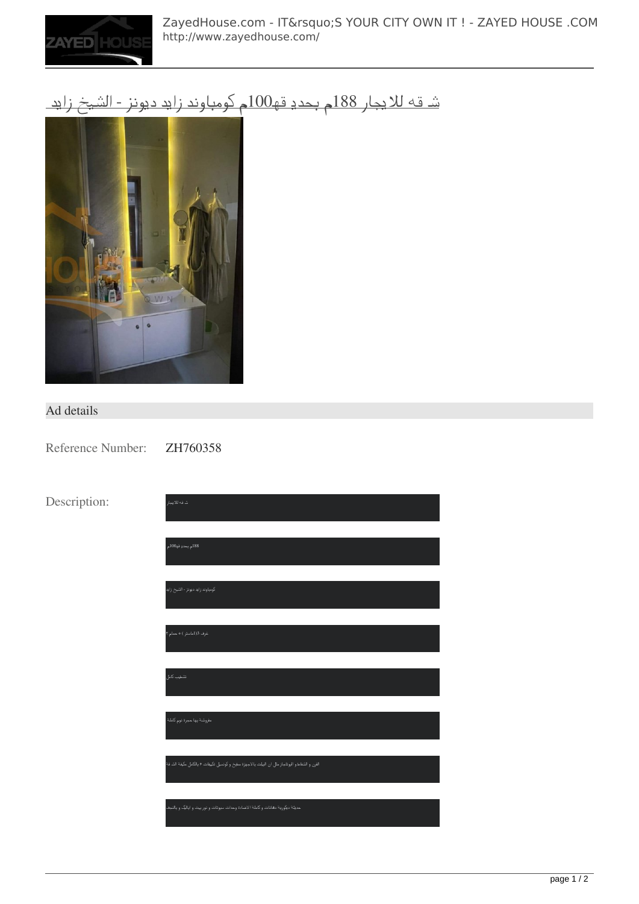# شـ قه للايجار 188م بحديـ قه100م كومباوند زايد ديونز - الشيخ زايد

## Ad details

Reference Number: ZH760358

Description:

شـ قه للايجار

188م بحديـ قه100م

كومباوند زايد ديونز - الشيخ زايد

غرف 3(1ماستر ) + حمام 2

تشطيب كامل

مفروشة بها حجرة نوم كاملة

الفرن و الشفاط و البوتاجاز مثل ان البيلت بالاجهزة مطبخ و كونسيل تكييفات ٤ بالكامل مكيفة الشـ قة

حديقة ديكورية دهانات و كاملة الاضاءة وحدات سبوتات و نور بيت و ابليك و بالسقف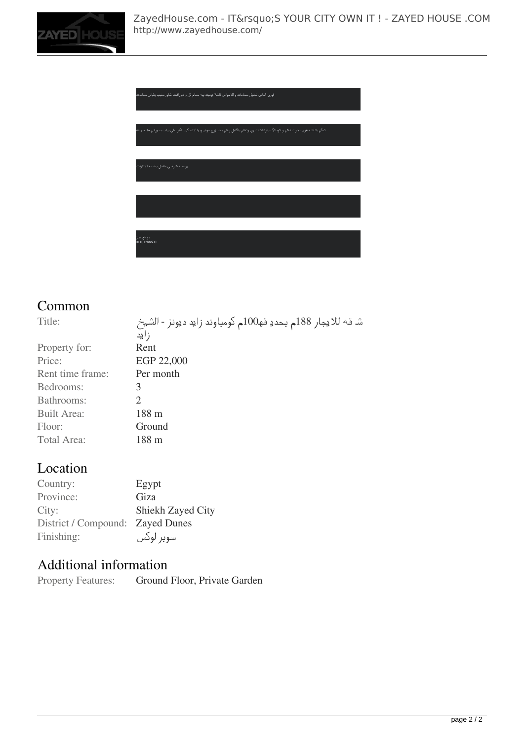فوري العاني شتيل سخانات و للاجواس كاملة يونيت بيه حمام كل و ديورافيت شاور ستيب بكيتش حمامات

تحكم بشاشة هوم سمارت نظام و اتوماتيك بالرشاشات ري ونظام بالكامل رخام مطبخ زرع حوض وبها لاندسكيب اكبر على بباب مسورة م ١٠٠ حديقة

يوجد خط ارضي متصل بخدمة الانترنت

موقع مميز
01101288600

## Common

| | |
|---|---|
| Title: | شـ قه للايجار 188م بحديقه100م كومباوند زايد ديونز - الشيخ زايد |
| Property for: | Rent |
| Price: | EGP 22,000 |
| Rent time frame: | Per month |
| Bedrooms: | 3 |
| Bathrooms: | 2 |
| Built Area: | 188 m |
| Floor: | Ground |
| Total Area: | 188 m |

## Location

| | |
|---|---|
| Country: | Egypt |
| Province: | Giza |
| City: | Shiekh Zayed City |
| District / Compound: | Zayed Dunes |
| Finishing: | سوبر لوكس |

## Additional information

| | |
|---|---|
| Property Features: | Ground Floor, Private Garden |